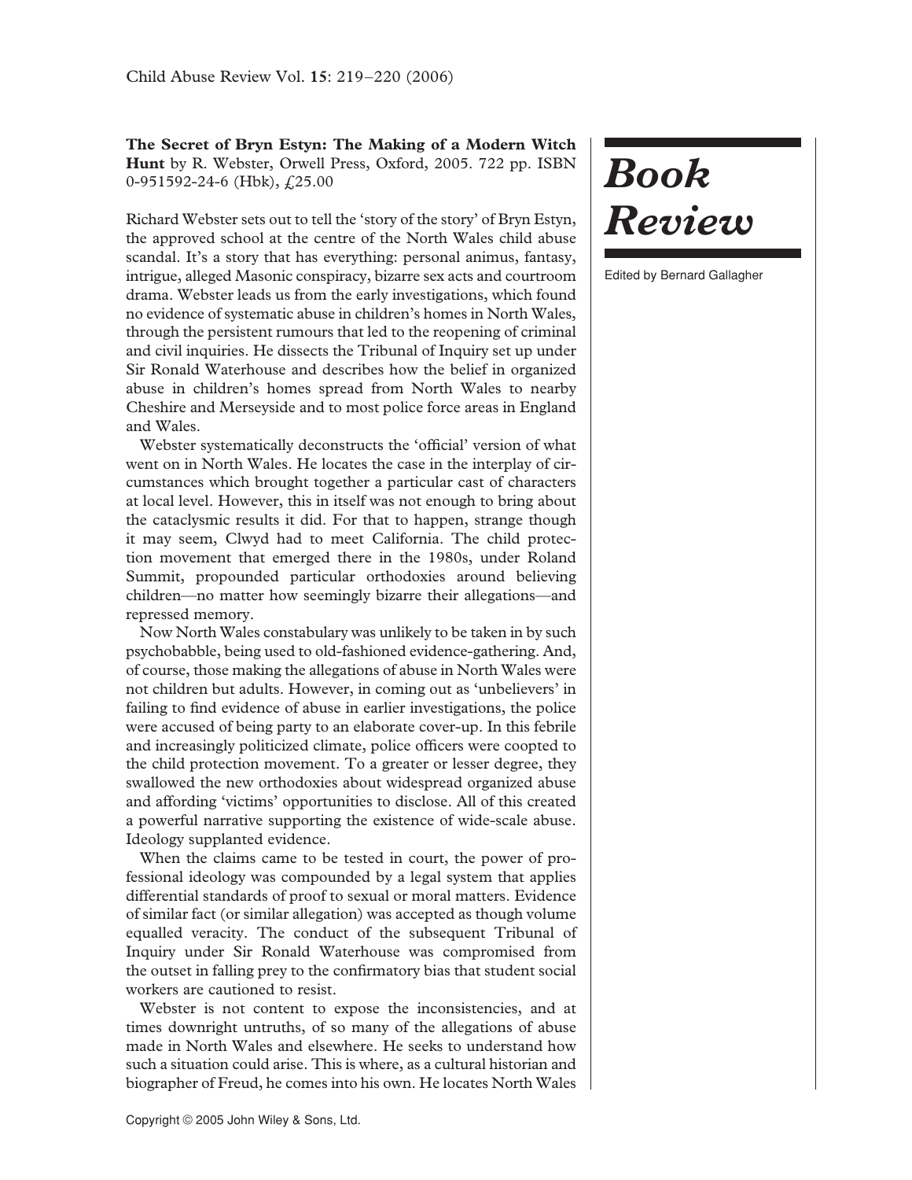# Book Review

Edited by Bernard Gallagher

**The Secret of Bryn Estyn: The Making of a Modern Witch Hunt** by R. Webster, Orwell Press, Oxford, 2005. 722 pp. ISBN 0-951592-24-6 (Hbk), £25.00

Richard Webster sets out to tell the 'story of the story' of Bryn Estyn, the approved school at the centre of the North Wales child abuse scandal. It's a story that has everything: personal animus, fantasy, intrigue, alleged Masonic conspiracy, bizarre sex acts and courtroom drama. Webster leads us from the early investigations, which found no evidence of systematic abuse in children's homes in North Wales, through the persistent rumours that led to the reopening of criminal and civil inquiries. He dissects the Tribunal of Inquiry set up under Sir Ronald Waterhouse and describes how the belief in organized abuse in children's homes spread from North Wales to nearby Cheshire and Merseyside and to most police force areas in England and Wales.

Webster systematically deconstructs the 'official' version of what went on in North Wales. He locates the case in the interplay of circumstances which brought together a particular cast of characters at local level. However, this in itself was not enough to bring about the cataclysmic results it did. For that to happen, strange though it may seem, Clwyd had to meet California. The child protection movement that emerged there in the 1980s, under Roland Summit, propounded particular orthodoxies around believing children—no matter how seemingly bizarre their allegations—and repressed memory.

Now North Wales constabulary was unlikely to be taken in by such psychobabble, being used to old-fashioned evidence-gathering. And, of course, those making the allegations of abuse in North Wales were not children but adults. However, in coming out as 'unbelievers' in failing to find evidence of abuse in earlier investigations, the police were accused of being party to an elaborate cover-up. In this febrile and increasingly politicized climate, police officers were coopted to the child protection movement. To a greater or lesser degree, they swallowed the new orthodoxies about widespread organized abuse and affording 'victims' opportunities to disclose. All of this created a powerful narrative supporting the existence of wide-scale abuse. Ideology supplanted evidence.

When the claims came to be tested in court, the power of professional ideology was compounded by a legal system that applies differential standards of proof to sexual or moral matters. Evidence of similar fact (or similar allegation) was accepted as though volume equalled veracity. The conduct of the subsequent Tribunal of Inquiry under Sir Ronald Waterhouse was compromised from the outset in falling prey to the confirmatory bias that student social workers are cautioned to resist.

Webster is not content to expose the inconsistencies, and at times downright untruths, of so many of the allegations of abuse made in North Wales and elsewhere. He seeks to understand how such a situation could arise. This is where, as a cultural historian and biographer of Freud, he comes into his own. He locates North Wales

Copyright © 2005 John Wiley & Sons, Ltd.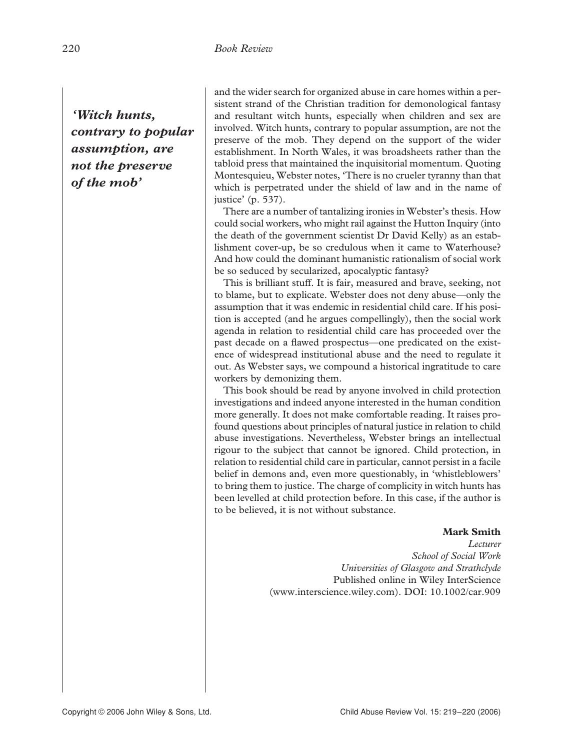*'Witch hunts, contrary to popular assumption, are not the preserve of the mob'*

and the wider search for organized abuse in care homes within a persistent strand of the Christian tradition for demonological fantasy and resultant witch hunts, especially when children and sex are involved. Witch hunts, contrary to popular assumption, are not the preserve of the mob. They depend on the support of the wider establishment. In North Wales, it was broadsheets rather than the tabloid press that maintained the inquisitorial momentum. Quoting Montesquieu, Webster notes, 'There is no crueler tyranny than that which is perpetrated under the shield of law and in the name of justice' (p. 537).

There are a number of tantalizing ironies in Webster's thesis. How could social workers, who might rail against the Hutton Inquiry (into the death of the government scientist Dr David Kelly) as an establishment cover-up, be so credulous when it came to Waterhouse? And how could the dominant humanistic rationalism of social work be so seduced by secularized, apocalyptic fantasy?

This is brilliant stuff. It is fair, measured and brave, seeking, not to blame, but to explicate. Webster does not deny abuse—only the assumption that it was endemic in residential child care. If his position is accepted (and he argues compellingly), then the social work agenda in relation to residential child care has proceeded over the past decade on a flawed prospectus—one predicated on the existence of widespread institutional abuse and the need to regulate it out. As Webster says, we compound a historical ingratitude to care workers by demonizing them.

This book should be read by anyone involved in child protection investigations and indeed anyone interested in the human condition more generally. It does not make comfortable reading. It raises profound questions about principles of natural justice in relation to child abuse investigations. Nevertheless, Webster brings an intellectual rigour to the subject that cannot be ignored. Child protection, in relation to residential child care in particular, cannot persist in a facile belief in demons and, even more questionably, in 'whistleblowers' to bring them to justice. The charge of complicity in witch hunts has been levelled at child protection before. In this case, if the author is to be believed, it is not without substance.

**Mark Smith**
*Lecturer*
*School of Social Work*
*Universities of Glasgow and Strathclyde*
Published online in Wiley InterScience (www.interscience.wiley.com). DOI: 10.1002/car.909